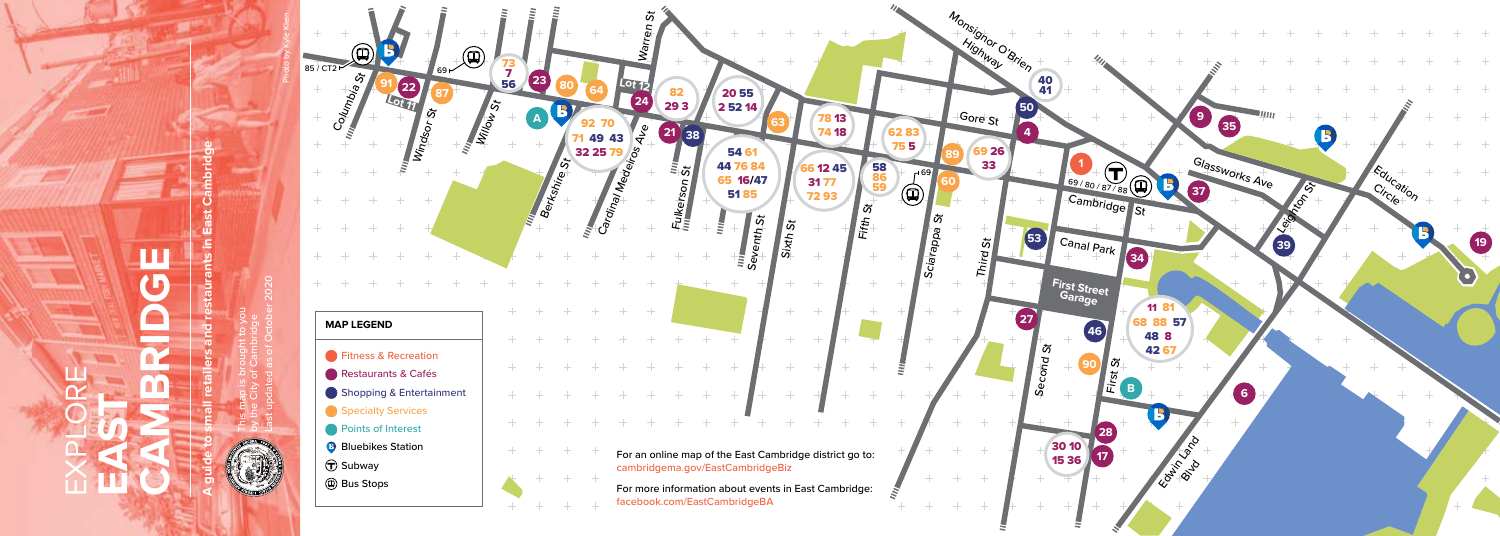# EXPLORE EAST CAMBRIDGE

**A guide to small retailers and restaurants in East Cambridge**

This map is brought to you by the City of Cambridge

Last updated as of October 2020

Photo by Kyle Klein

## MAP LEGEND

- Fitness & Recreation
- Restaurants & Cafés
- Shopping & Entertainment
- Specialty Services
- Points of Interest
- Bluebikes Station
- Subway
- Bus Stops

For an online map of the East Cambridge district go to: cambridgema.gov/EastCambridgeBiz

For more information about events in East Cambridge: facebook.com/EastCambridgeBA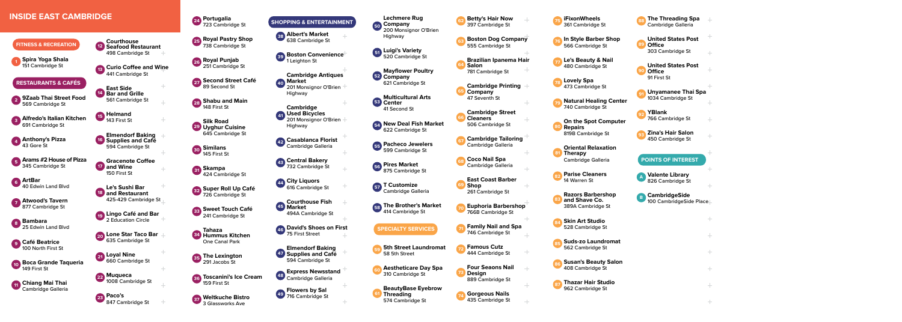# INSIDE EAST CAMBRIDGE

## FITNESS & RECREATION

1. **Spira Yoga Shala**
151 Cambridge St

## RESTAURANTS & CAFÉS

2. **9Zaab Thai Street Food**
569 Cambridge St

3. **Alfredo's Italian Kitchen**
691 Cambridge St

4. **Anthony's Pizza**
43 Gore St

5. **Arams #2 House of Pizza**
345 Cambridge St

6. **ArtBar**
40 Edwin Land Blvd

7. **Atwood's Tavern**
877 Cambridge St

8. **Bambara**
25 Edwin Land Blvd

9. **Café Beatrice**
100 North First St

10. **Boca Grande Taqueria**
149 First St

11. **Chiang Mai Thai**
Cambridge Galleria

12. **Courthouse Seafood Restaurant**
498 Cambridge St

13. **Curio Coffee and Wine**
441 Cambridge St

14. **East Side Bar and Grille**
561 Cambridge St

15. **Helmand**
143 First St

16. **Elmendorf Baking Supplies and Café**
594 Cambridge St

17. **Gracenote Coffee and Wine**
150 First St

18. **Le's Sushi Bar and Restaurant**
425-429 Cambridge St

19. **Lingo Café and Bar**
2 Education Circle

20. **Lone Star Taco Bar**
635 Cambridge St

21. **Loyal Nine**
660 Cambridge St

22. **Muqueca**
1008 Cambridge St

23. **Paco's**
847 Cambridge St

24. **Portugalia**
723 Cambridge St

25. **Royal Pastry Shop**
738 Cambridge St

26. **Royal Punjab**
251 Cambridge St

27. **Second Street Café**
89 Second St

28. **Shabu and Main**
148 First St

29. **Silk Road Uyghur Cuisine**
645 Cambridge St

30. **Similans**
145 First St

31. **Skampa**
424 Cambridge St

32. **Super Roll Up Café**
726 Cambridge St

33. **Sweet Touch Café**
241 Cambridge St

34. **Tahaza Hummus Kitchen**
One Canal Park

35. **The Lexington**
291 Jacobs St

36. **Toscanini's Ice Cream**
159 First St

37. **Weltkuche Bistro**
3 Glassworks Ave

## SHOPPING & ENTERTAINMENT

38. **Albert's Market**
638 Cambridge St

39. **Boston Convenience**
1 Leighton St

40. **Cambridge Antiques Market**
201 Monsignor O'Brien Highway

41. **Cambridge Used Bicycles**
201 Monsignor O'Brien Highway

42. **Casablanca Florist**
Cambridge Galleria

43. **Central Bakery**
732 Cambridge St

44. **City Liquors**
616 Cambridge St

45. **Courthouse Fish Market**
494A Cambridge St

46. **David's Shoes on First**
75 First Street

47. **Elmendorf Baking Supplies and Café**
594 Cambridge St

48. **Express Newsstand**
Cambridge Galleria

49. **Flowers by Sal**
716 Cambridge St

50. **Lechmere Rug Company**
200 Monsignor O'Brien Highway

51. **Luigi's Variety**
520 Cambridge St

52. **Mayflower Poultry Company**
621 Cambridge St

53. **Multicultural Arts Center**
41 Second St

54. **New Deal Fish Market**
622 Cambridge St

55. **Pacheco Jewelers**
599 Cambridge St

56. **Pires Market**
875 Cambridge St

57. **T Customize**
Cambridge Galleria

58. **The Brother's Market**
414 Cambridge St

## SPECIALTY SERVICES

59. **5th Street Laundromat**
58 5th Street

60. **Aestheticare Day Spa**
310 Cambridge St

61. **BeautyBase Eyebrow Threading**
574 Cambridge St

62. **Betty's Hair Now**
397 Cambridge St

63. **Boston Dog Company**
555 Cambridge St

64. **Brazilian Ipanema Hair Salon**
781 Cambridge St

65. **Cambridge Printing Company**
47 Seventh St

66. **Cambridge Street Cleaners**
506 Cambridge St

67. **Cambridge Tailoring**
Cambridge Galleria

68. **Coco Nail Spa**
Cambridge Galleria

69. **East Coast Barber Shop**
261 Cambridge St

70. **Euphoria Barbershop**
766B Cambridge St

71. **Family Nail and Spa**
746 Cambridge St

72. **Famous Cutz**
444 Cambridge St

73. **Four Seaons Nail Design**
889 Cambridge St

74. **Gorgeous Nails**
435 Cambridge St

75. **iFixonWheels**
361 Cambridge St

76. **In Style Barber Shop**
566 Cambridge St

77. **Le's Beauty & Nail**
480 Cambridge St

78. **Lovely Spa**
473 Cambridge St

79. **Natural Healing Center**
740 Cambridge St

80. **On the Spot Computer Repairs**
819B Cambridge St

81. **Oriental Relaxation Therapy**
Cambridge Galleria

82. **Parise Cleaners**
14 Warren St

83. **Razors Barbershop and Shave Co.**
389A Cambridge St

84. **Skin Art Studio**
528 Cambridge St

85. **Suds-zo Laundromat**
562 Cambridge St

86. **Susan's Beauty Salon**
408 Cambridge St

87. **Thazar Hair Studio**
962 Cambridge St

88. **The Threading Spa**
Cambridge Galleria

89. **United States Post Office**
303 Cambridge St

90. **United States Post Office**
91 First St

91. **Unyamanee Thai Spa**
1034 Cambridge St

92. **YBlank**
766 Cambridge St

93. **Zina's Hair Salon**
450 Cambridge St

## POINTS OF INTEREST

A. **Valente Library**
826 Cambridge St

B. **CambridgeSide**
100 CambridgeSide Place